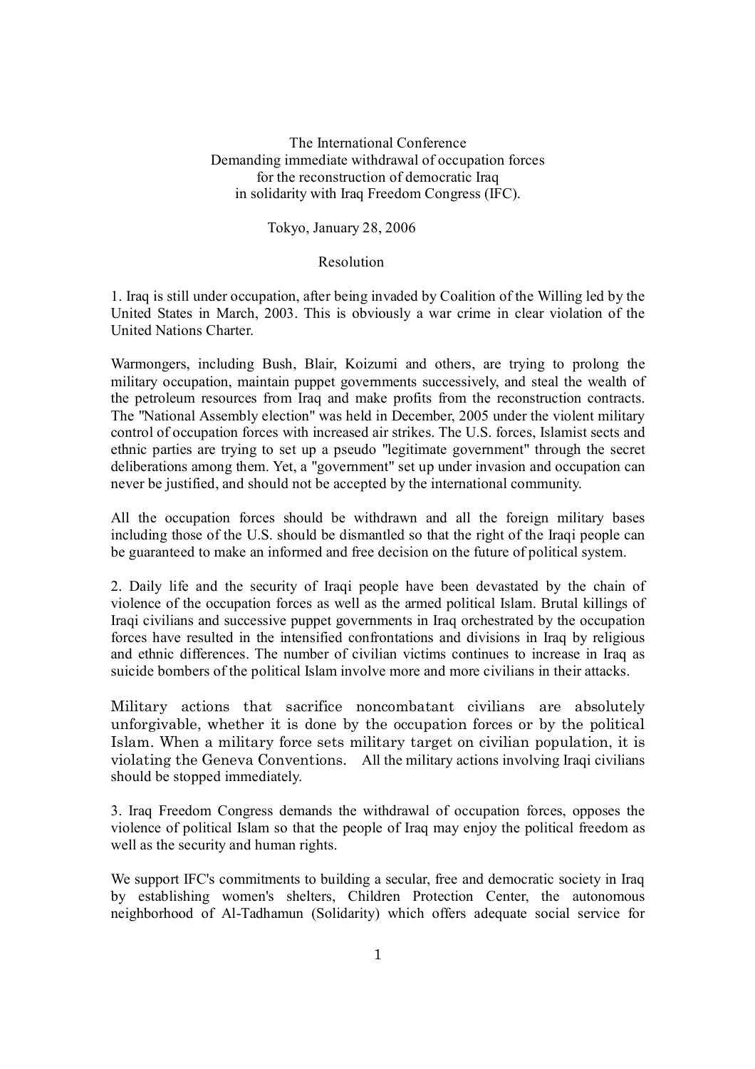The International Conference
Demanding immediate withdrawal of occupation forces
for the reconstruction of democratic Iraq
in solidarity with Iraq Freedom Congress (IFC).

Tokyo, January 28, 2006

## Resolution

1. Iraq is still under occupation, after being invaded by Coalition of the Willing led by the United States in March, 2003. This is obviously a war crime in clear violation of the United Nations Charter.

Warmongers, including Bush, Blair, Koizumi and others, are trying to prolong the military occupation, maintain puppet governments successively, and steal the wealth of the petroleum resources from Iraq and make profits from the reconstruction contracts. The "National Assembly election" was held in December, 2005 under the violent military control of occupation forces with increased air strikes. The U.S. forces, Islamist sects and ethnic parties are trying to set up a pseudo "legitimate government" through the secret deliberations among them. Yet, a "government" set up under invasion and occupation can never be justified, and should not be accepted by the international community.

All the occupation forces should be withdrawn and all the foreign military bases including those of the U.S. should be dismantled so that the right of the Iraqi people can be guaranteed to make an informed and free decision on the future of political system.

2. Daily life and the security of Iraqi people have been devastated by the chain of violence of the occupation forces as well as the armed political Islam. Brutal killings of Iraqi civilians and successive puppet governments in Iraq orchestrated by the occupation forces have resulted in the intensified confrontations and divisions in Iraq by religious and ethnic differences. The number of civilian victims continues to increase in Iraq as suicide bombers of the political Islam involve more and more civilians in their attacks.

Military actions that sacrifice noncombatant civilians are absolutely unforgivable, whether it is done by the occupation forces or by the political Islam. When a military force sets military target on civilian population, it is violating the Geneva Conventions. All the military actions involving Iraqi civilians should be stopped immediately.

3. Iraq Freedom Congress demands the withdrawal of occupation forces, opposes the violence of political Islam so that the people of Iraq may enjoy the political freedom as well as the security and human rights.

We support IFC's commitments to building a secular, free and democratic society in Iraq by establishing women's shelters, Children Protection Center, the autonomous neighborhood of Al-Tadhamun (Solidarity) which offers adequate social service for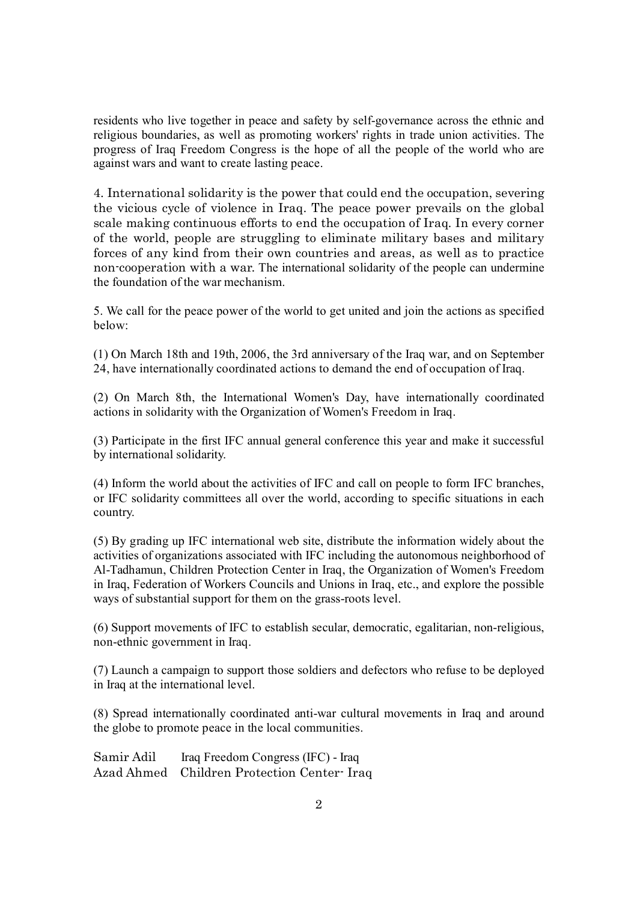residents who live together in peace and safety by self-governance across the ethnic and religious boundaries, as well as promoting workers' rights in trade union activities. The progress of Iraq Freedom Congress is the hope of all the people of the world who are against wars and want to create lasting peace.

4. International solidarity is the power that could end the occupation, severing the vicious cycle of violence in Iraq. The peace power prevails on the global scale making continuous efforts to end the occupation of Iraq. In every corner of the world, people are struggling to eliminate military bases and military forces of any kind from their own countries and areas, as well as to practice non-cooperation with a war. The international solidarity of the people can undermine the foundation of the war mechanism.

5. We call for the peace power of the world to get united and join the actions as specified below:

(1) On March 18th and 19th, 2006, the 3rd anniversary of the Iraq war, and on September 24, have internationally coordinated actions to demand the end of occupation of Iraq.

(2) On March 8th, the International Women's Day, have internationally coordinated actions in solidarity with the Organization of Women's Freedom in Iraq.

(3) Participate in the first IFC annual general conference this year and make it successful by international solidarity.

(4) Inform the world about the activities of IFC and call on people to form IFC branches, or IFC solidarity committees all over the world, according to specific situations in each country.

(5) By grading up IFC international web site, distribute the information widely about the activities of organizations associated with IFC including the autonomous neighborhood of Al-Tadhamun, Children Protection Center in Iraq, the Organization of Women's Freedom in Iraq, Federation of Workers Councils and Unions in Iraq, etc., and explore the possible ways of substantial support for them on the grass-roots level.

(6) Support movements of IFC to establish secular, democratic, egalitarian, non-religious, non-ethnic government in Iraq.

(7) Launch a campaign to support those soldiers and defectors who refuse to be deployed in Iraq at the international level.

(8) Spread internationally coordinated anti-war cultural movements in Iraq and around the globe to promote peace in the local communities.

Samir Adil Iraq Freedom Congress (IFC) - Iraq
Azad Ahmed Children Protection Center- Iraq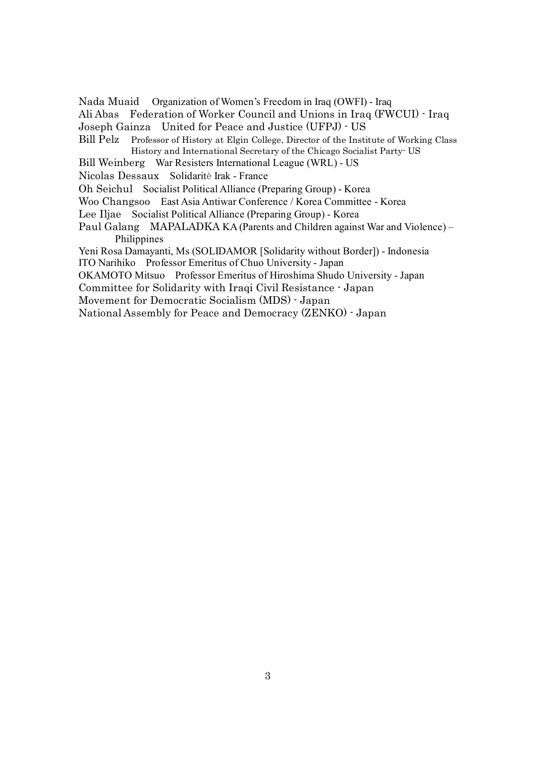Nada Muaid　Organization of Women's Freedom in Iraq (OWFI) - Iraq
Ali Abas　Federation of Worker Council and Unions in Iraq (FWCUI) - Iraq
Joseph Gainza　United for Peace and Justice (UFPJ) - US
Bill Pelz　Professor of History at Elgin College, Director of the Institute of Working Class History and International Secretary of the Chicago Socialist Party- US
Bill Weinberg　War Resisters International League (WRL) - US
Nicolas Dessaux　Solidaritè Irak - France
Oh Seichul　Socialist Political Alliance (Preparing Group) - Korea
Woo Changsoo　East Asia Antiwar Conference / Korea Committee - Korea
Lee Iljae　Socialist Political Alliance (Preparing Group) - Korea
Paul Galang　MAPALADKA KA (Parents and Children against War and Violence) – Philippines
Yeni Rosa Damayanti, Ms (SOLIDAMOR [Solidarity without Border]) - Indonesia
ITO Narihiko　Professor Emeritus of Chuo University - Japan
OKAMOTO Mitsuo　Professor Emeritus of Hiroshima Shudo University - Japan
Committee for Solidarity with Iraqi Civil Resistance - Japan
Movement for Democratic Socialism (MDS) - Japan
National Assembly for Peace and Democracy (ZENKO) - Japan